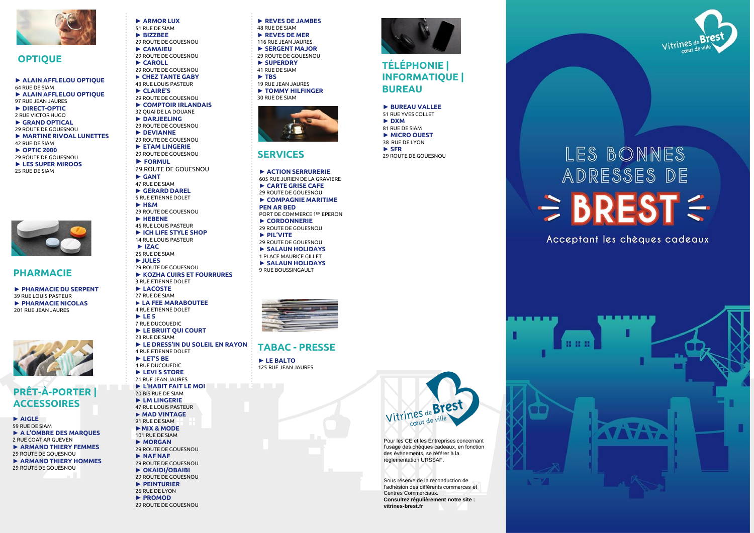## OPTIQUE

- **ALAIN AFFLELOU OPTIQUE**
  64 RUE DE SIAM
- **ALAIN AFFLELOU OPTIQUE**
  97 RUE JEAN JAURES
- **DIRECT-OPTIC**
  2 RUE VICTOR HUGO
- **GRAND OPTICAL**
  29 ROUTE DE GOUESNOU
- **MARTINE RIVOAL LUNETTES**
  42 RUE DE SIAM
- **OPTIC 2000**
  29 ROUTE DE GOUESNOU
- **LES SUPER MIROOS**
  25 RUE DE SIAM

## PHARMACIE

- **PHARMACIE DU SERPENT**
  39 RUE LOUIS PASTEUR
- **PHARMACIE NICOLAS**
  201 RUE JEAN JAURES

## PRÊT-À-PORTER | ACCESSOIRES

- **AIGLE**
  59 RUE DE SIAM
- **A L'OMBRE DES MARQUES**
  2 RUE COAT AR GUEVEN
- **ARMAND THIERY FEMMES**
  29 ROUTE DE GOUESNOU
- **ARMAND THIERY HOMMES**
  29 ROUTE DE GOUESNOU
- **ARMOR LUX**
  51 RUE DE SIAM
- **BIZZBEE**
  29 ROUTE DE GOUESNOU
- **CAMAIEU**
  29 ROUTE DE GOUESNOU
- **CAROLL**
  29 ROUTE DE GOUESNOU
- **CHEZ TANTE GABY**
  43 RUE LOUIS PASTEUR
- **CLAIRE'S**
  29 ROUTE DE GOUESNOU
- **COMPTOIR IRLANDAIS**
  32 QUAI DE LA DOUANE
- **DARJEELING**
  29 ROUTE DE GOUESNOU
- **DEVIANNE**
  29 ROUTE DE GOUESNOU
- **ETAM LINGERIE**
  29 ROUTE DE GOUESNOU
- **FORMUL**
  29 ROUTE DE GOUESNOU
- **GANT**
  47 RUE DE SIAM
- **GERARD DAREL**
  5 RUE ETIENNE DOLET
- **H&M**
  29 ROUTE DE GOUESNOU
- **HEBENE**
  45 RUE LOUIS PASTEUR
- **ICH LIFE STYLE SHOP**
  14 RUE LOUIS PASTEUR
- **IZAC**
  25 RUE DE SIAM
- **JULES**
  29 ROUTE DE GOUESNOU
- **KOZHA CUIRS ET FOURRURES**
  3 RUE ETIENNE DOLET
- **LACOSTE**
  27 RUE DE SIAM
- **LA FEE MARABOUTEE**
  4 RUE ETIENNE DOLET
- **LE 5**
  7 RUE DUCOUEDIC
- **LE BRUIT QUI COURT**
  23 RUE DE SIAM
- **LE DRESS'IN DU SOLEIL EN RAYON**
  4 RUE ETIENNE DOLET
- **LET'S BE**
  4 RUE DUCOUEDIC
- **LEVI S STORE**
  21 RUE JEAN JAURES
- **L'HABIT FAIT LE MOI**
  20 BIS RUE DE SIAM
- **LM LINGERIE**
  47 RUE LOUIS PASTEUR
- **MAD VINTAGE**
  91 RUE DE SIAM
- **MIX & MODE**
  101 RUE DE SIAM
- **MORGAN**
  29 ROUTE DE GOUESNOU
- **NAF NAF**
  29 ROUTE DE GOUESNOU
- **OKAIDI/OBAIBI**
  29 ROUTE DE GOUESNOU
- **PEINTURIER**
  26 RUE DE LYON
- **PROMOD**
  29 ROUTE DE GOUESNOU
- **REVES DE JAMBES**
  48 RUE DE SIAM
- **REVES DE MER**
  116 RUE JEAN JAURES
- **SERGENT MAJOR**
  29 ROUTE DE GOUESNOU
- **SUPERDRY**
  41 RUE DE SIAM
- **TBS**
  19 RUE JEAN JAURES
- **TOMMY HILFINGER**
  30 RUE DE SIAM

## SERVICES

- **ACTION SERRURERIE**
  605 RUE JURIEN DE LA GRAVIERE
- **CARTE GRISE CAFE**
  29 ROUTE DE GOUESNOU
- **COMPAGNIE MARITIME PEN AR BED**
  PORT DE COMMERCE 1ER EPERON
- **CORDONNERIE**
  29 ROUTE DE GOUESNOU
- **PIL'VITE**
  29 ROUTE DE GOUESNOU
- **SALAUN HOLIDAYS**
  1 PLACE MAURICE GILLET
- **SALAUN HOLIDAYS**
  9 RUE BOUSSINGAULT

## TABAC - PRESSE

- **LE BALTO**
  125 RUE JEAN JAURES

## TÉLÉPHONIE | INFORMATIQUE | BUREAU

- **BUREAU VALLEE**
  51 RUE YVES COLLET
- **DXM**
  81 RUE DE SIAM
- **MICRO OUEST**
  38 RUE DE LYON
- **SFR**
  29 ROUTE DE GOUESNOU

Vitrines de Brest cœur de ville

Pour les CE et les Entreprises concernant l'usage des chèques cadeaux, en fonction des évènements, se référer à la réglementation URSSAF.

Sous réserve de la reconduction de l'adhésion des différents commerces et Centres Commerciaux.
**Consultez régulièrement notre site : vitrines-brest.fr**

Vitrines de Brest cœur de ville

# LES BONNES ADRESSES DE BREST

Acceptant les chèques cadeaux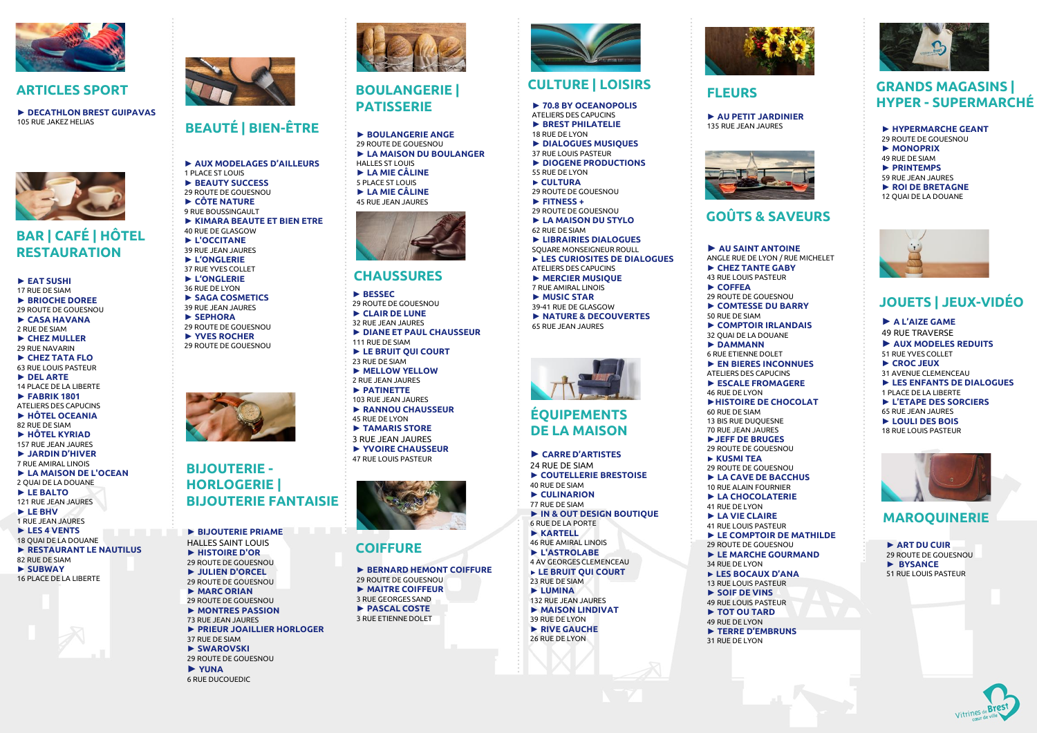## ARTICLES SPORT

- **► DECATHLON BREST GUIPAVAS**
  105 RUE JAKEZ HELIAS

## BAR | CAFÉ | HÔTEL RESTAURATION

- **► EAT SUSHI**
  17 RUE DE SIAM
- **► BRIOCHE DOREE**
  29 ROUTE DE GOUESNOU
- **► CASA HAVANA**
  2 RUE DE SIAM
- **► CHEZ MULLER**
  29 RUE NAVARIN
- **► CHEZ TATA FLO**
  63 RUE LOUIS PASTEUR
- **► DEL ARTE**
  14 PLACE DE LA LIBERTE
- **► FABRIK 1801**
  ATELIERS DES CAPUCINS
- **► HÔTEL OCEANIA**
  82 RUE DE SIAM
- **► HÔTEL KYRIAD**
  157 RUE JEAN JAURES
- **► JARDIN D'HIVER**
  7 RUE AMIRAL LINOIS
- **► LA MAISON DE L'OCEAN**
  2 QUAI DE LA DOUANE
- **► LE BALTO**
  121 RUE JEAN JAURES
- **► LE BHV**
  1 RUE JEAN JAURES
- **► LES 4 VENTS**
  18 QUAI DE LA DOUANE
- **► RESTAURANT LE NAUTILUS**
  82 RUE DE SIAM
- **► SUBWAY**
  16 PLACE DE LA LIBERTE

## BEAUTÉ | BIEN-ÊTRE

- **► AUX MODELAGES D'AILLEURS**
  1 PLACE ST LOUIS
- **► BEAUTY SUCCESS**
  29 ROUTE DE GOUESNOU
- **► CÔTE NATURE**
  9 RUE BOUSSINGAULT
- **► KIMARA BEAUTE ET BIEN ETRE**
  40 RUE DE GLASGOW
- **► L'OCCITANE**
  39 RUE JEAN JAURES
- **► L'ONGLERIE**
  37 RUE YVES COLLET
- **► L'ONGLERIE**
  36 RUE DE LYON
- **► SAGA COSMETICS**
  39 RUE JEAN JAURES
- **► SEPHORA**
  29 ROUTE DE GOUESNOU
- **► YVES ROCHER**
  29 ROUTE DE GOUESNOU

## BIJOUTERIE - HORLOGERIE | BIJOUTERIE FANTAISIE

- **► BIJOUTERIE PRIAME**
  HALLES SAINT LOUIS
- **► HISTOIRE D'OR**
  29 ROUTE DE GOUESNOU
- **► JULIEN D'ORCEL**
  29 ROUTE DE GOUESNOU
- **► MARC ORIAN**
  29 ROUTE DE GOUESNOU
- **► MONTRES PASSION**
  73 RUE JEAN JAURES
- **► PRIEUR JOAILLIER HORLOGER**
  37 RUE DE SIAM
- **► SWAROVSKI**
  29 ROUTE DE GOUESNOU
- **► YUNA**
  6 RUE DUCOUEDIC

## BOULANGERIE | PATISSERIE

- **► BOULANGERIE ANGE**
  29 ROUTE DE GOUESNOU
- **► LA MAISON DU BOULANGER**
  HALLES ST LOUIS
- **► LA MIE CÂLINE**
  5 PLACE ST LOUIS
- **► LA MIE CÂLINE**
  45 RUE JEAN JAURES

## CHAUSSURES

- **► BESSEC**
  29 ROUTE DE GOUESNOU
- **► CLAIR DE LUNE**
  32 RUE JEAN JAURES
- **► DIANE ET PAUL CHAUSSEUR**
  111 RUE DE SIAM
- **► LE BRUIT QUI COURT**
  23 RUE DE SIAM
- **► MELLOW YELLOW**
  2 RUE JEAN JAURES
- **► PATINETTE**
  103 RUE JEAN JAURES
- **► RANNOU CHAUSSEUR**
  45 RUE DE LYON
- **► TAMARIS STORE**
  3 RUE JEAN JAURES
- **► YVOIRE CHAUSSEUR**
  47 RUE LOUIS PASTEUR

## COIFFURE

- **► BERNARD HEMONT COIFFURE**
  29 ROUTE DE GOUESNOU
- **► MAITRE COIFFEUR**
  3 RUE GEORGES SAND
- **► PASCAL COSTE**
  3 RUE ETIENNE DOLET

## CULTURE | LOISIRS

- **► 70.8 BY OCEANOPOLIS**
  ATELIERS DES CAPUCINS
- **► BREST PHILATELIE**
  18 RUE DE LYON
- **► DIALOGUES MUSIQUES**
  37 RUE LOUIS PASTEUR
- **► DIOGENE PRODUCTIONS**
  55 RUE DE LYON
- **► CULTURA**
  29 ROUTE DE GOUESNOU
- **► FITNESS +**
  29 ROUTE DE GOUESNOU
- **► LA MAISON DU STYLO**
  62 RUE DE SIAM
- **► LIBRAIRIES DIALOGUES**
  SQUARE MONSEIGNEUR ROULL
- **► LES CURIOSITES DE DIALOGUES**
  ATELIERS DES CAPUCINS
- **► MERCIER MUSIQUE**
  7 RUE AMIRAL LINOIS
- **► MUSIC STAR**
  39-41 RUE DE GLASGOW
- **► NATURE & DECOUVERTES**
  65 RUE JEAN JAURES

## ÉQUIPEMENTS DE LA MAISON

- **► CARRE D'ARTISTES**
  24 RUE DE SIAM
- **► COUTELLERIE BRESTOISE**
  40 RUE DE SIAM
- **► CULINARION**
  77 RUE DE SIAM
- **► IN & OUT DESIGN BOUTIQUE**
  6 RUE DE LA PORTE
- **► KARTELL**
  46 RUE AMIRAL LINOIS
- **► L'ASTROLABE**
  4 AV GEORGES CLEMENCEAU
- **► LE BRUIT QUI COURT**
  23 RUE DE SIAM
- **► LUMINA**
  132 RUE JEAN JAURES
- **► MAISON LINDIVAT**
  39 RUE DE LYON
- **► RIVE GAUCHE**
  26 RUE DE LYON

## FLEURS

- **► AU PETIT JARDINIER**
  135 RUE JEAN JAURES

## GOÛTS & SAVEURS

- **► AU SAINT ANTOINE**
  ANGLE RUE DE LYON / RUE MICHELET
- **► CHEZ TANTE GABY**
  43 RUE LOUIS PASTEUR
- **► COFFEA**
  29 ROUTE DE GOUESNOU
- **► COMTESSE DU BARRY**
  50 RUE DE SIAM
- **► COMPTOIR IRLANDAIS**
  32 QUAI DE LA DOUANE
- **► DAMMANN**
  6 RUE ETIENNE DOLET
- **► EN BIERES INCONNUES**
  ATELIERS DES CAPUCINS
- **► ESCALE FROMAGERE**
  46 RUE DE LYON
- **► HISTOIRE DE CHOCOLAT**
  60 RUE DE SIAM
  13 BIS RUE DUQUESNE
  70 RUE JEAN JAURES
- **► JEFF DE BRUGES**
  29 ROUTE DE GOUESNOU
- **► KUSMI TEA**
  29 ROUTE DE GOUESNOU
- **► LA CAVE DE BACCHUS**
  10 RUE ALAIN FOURNIER
- **► LA CHOCOLATERIE**
  41 RUE DE LYON
- **► LA VIE CLAIRE**
  41 RUE LOUIS PASTEUR
- **► LE COMPTOIR DE MATHILDE**
  29 ROUTE DE GOUESNOU
- **► LE MARCHE GOURMAND**
  34 RUE DE LYON
- **► LES BOCAUX D'ANA**
  13 RUE LOUIS PASTEUR
- **► SOIF DE VINS**
  49 RUE LOUIS PASTEUR
- **► TOT OU TARD**
  49 RUE DE LYON
- **► TERRE D'EMBRUNS**
  31 RUE DE LYON

## GRANDS MAGASINS | HYPER - SUPERMARCHÉ

- **► HYPERMARCHE GEANT**
  29 ROUTE DE GOUESNOU
- **► MONOPRIX**
  49 RUE DE SIAM
- **► PRINTEMPS**
  59 RUE JEAN JAURES
- **► ROI DE BRETAGNE**
  12 QUAI DE LA DOUANE

## JOUETS | JEUX-VIDÉO

- **► A L'AIZE GAME**
  49 RUE TRAVERSE
- **► AUX MODELES REDUITS**
  51 RUE YVES COLLET
- **► CROC JEUX**
  31 AVENUE CLEMENCEAU
- **► LES ENFANTS DE DIALOGUES**
  1 PLACE DE LA LIBERTE
- **► L'ETAPE DES SORCIERS**
  65 RUE JEAN JAURES
- **► LOULI DES BOIS**
  18 RUE LOUIS PASTEUR

## MAROQUINERIE

- **► ART DU CUIR**
  29 ROUTE DE GOUESNOU
- **► BYSANCE**
  51 RUE LOUIS PASTEUR

Vitrines de Brest cœur de ville